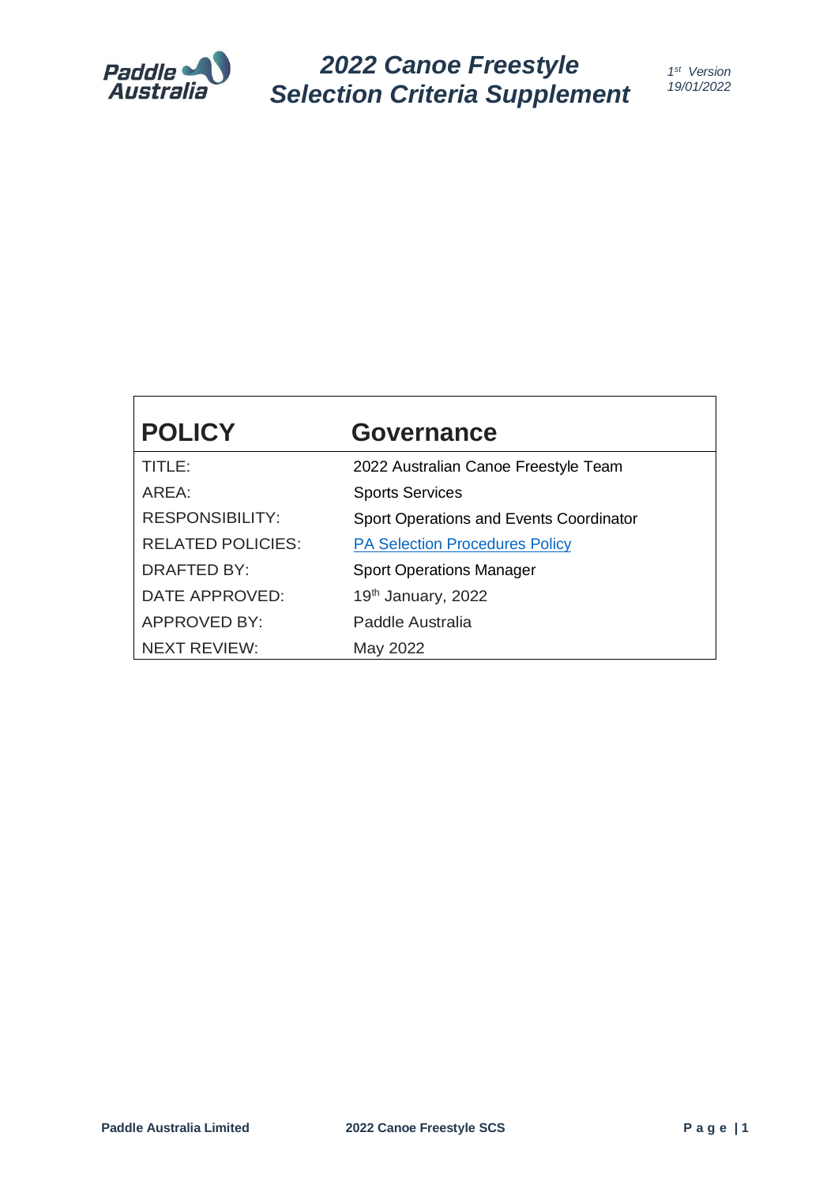# 2022 Canoe Freestyle Selection Criteria Supplement

*1st Version 19/01/2022*

| POLICY | Governance |
|---|---|
| TITLE: | 2022 Australian Canoe Freestyle Team |
| AREA: | Sports Services |
| RESPONSIBILITY: | Sport Operations and Events Coordinator |
| RELATED POLICIES: | PA Selection Procedures Policy |
| DRAFTED BY: | Sport Operations Manager |
| DATE APPROVED: | 19th January, 2022 |
| APPROVED BY: | Paddle Australia |
| NEXT REVIEW: | May 2022 |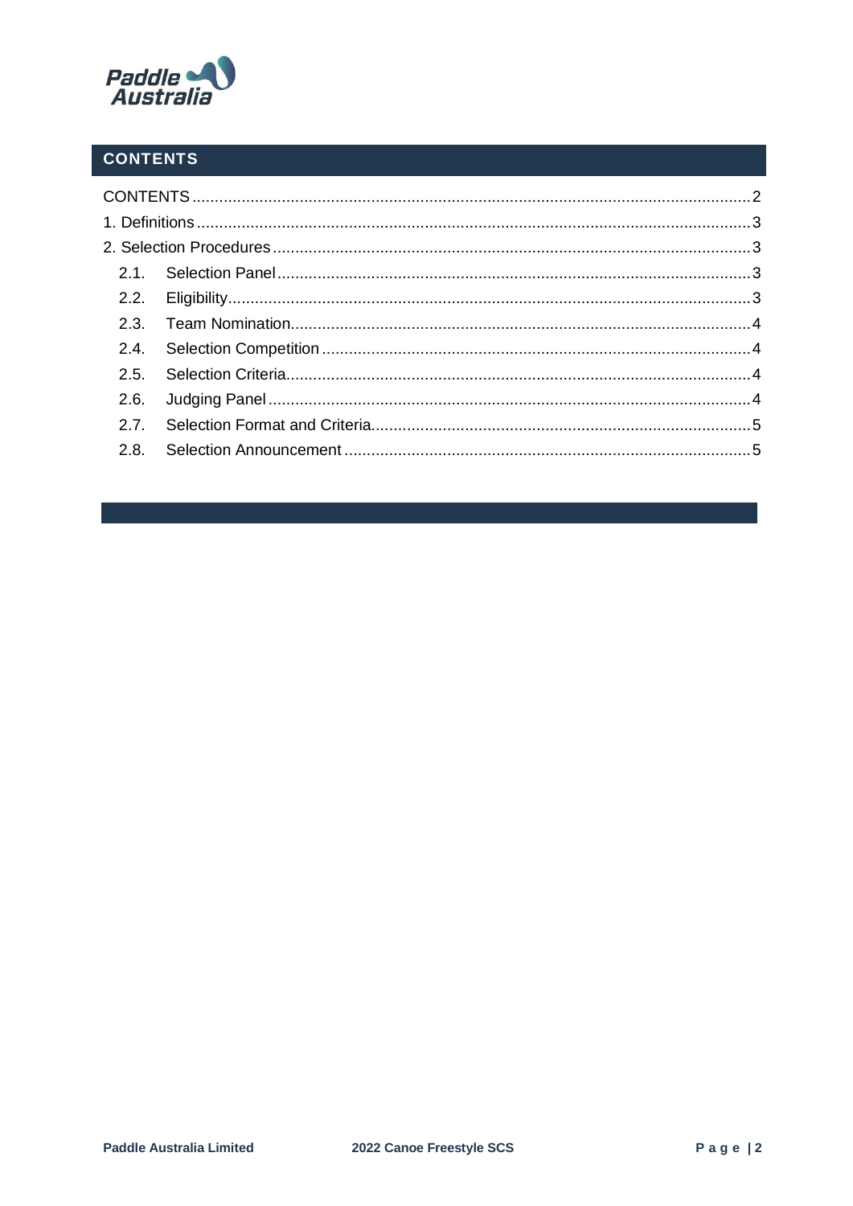## CONTENTS

CONTENTS ........................................................................................................................ 2

1. Definitions ...................................................................................................................... 3

2. Selection Procedures ..................................................................................................... 3

- 2.1. Selection Panel ........................................................................................................ 3
- 2.2. Eligibility .................................................................................................................. 3
- 2.3. Team Nomination ..................................................................................................... 4
- 2.4. Selection Competition .............................................................................................. 4
- 2.5. Selection Criteria ...................................................................................................... 4
- 2.6. Judging Panel ........................................................................................................... 4
- 2.7. Selection Format and Criteria ................................................................................... 5
- 2.8. Selection Announcement .......................................................................................... 5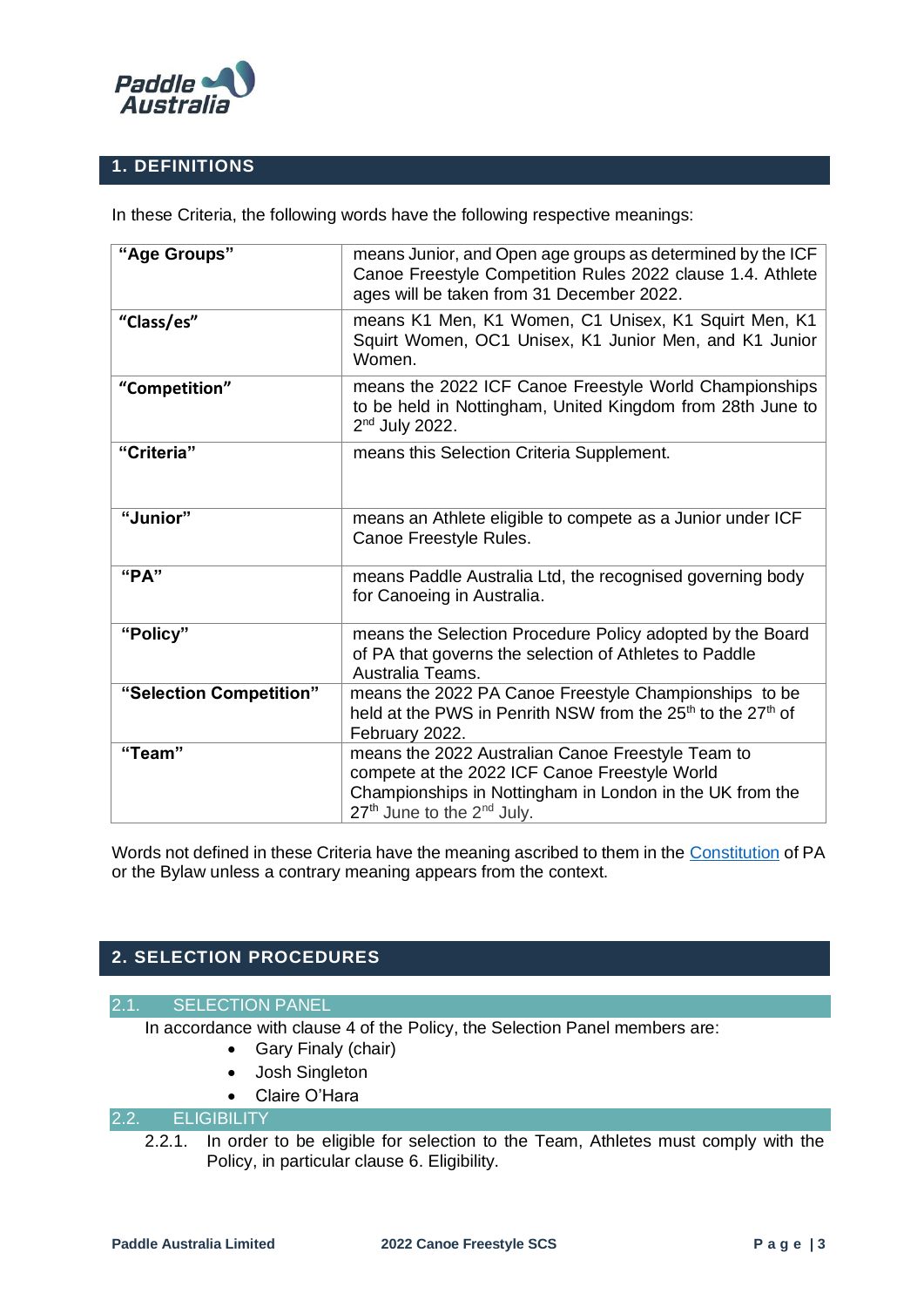## 1. DEFINITIONS

In these Criteria, the following words have the following respective meanings:

| | |
|---|---|
| **"Age Groups"** | means Junior, and Open age groups as determined by the ICF Canoe Freestyle Competition Rules 2022 clause 1.4. Athlete ages will be taken from 31 December 2022. |
| **"Class/es"** | means K1 Men, K1 Women, C1 Unisex, K1 Squirt Men, K1 Squirt Women, OC1 Unisex, K1 Junior Men, and K1 Junior Women. |
| **"Competition"** | means the 2022 ICF Canoe Freestyle World Championships to be held in Nottingham, United Kingdom from 28th June to 2nd July 2022. |
| **"Criteria"** | means this Selection Criteria Supplement. |
| **"Junior"** | means an Athlete eligible to compete as a Junior under ICF Canoe Freestyle Rules. |
| **"PA"** | means Paddle Australia Ltd, the recognised governing body for Canoeing in Australia. |
| **"Policy"** | means the Selection Procedure Policy adopted by the Board of PA that governs the selection of Athletes to Paddle Australia Teams. |
| **"Selection Competition"** | means the 2022 PA Canoe Freestyle Championships to be held at the PWS in Penrith NSW from the 25th to the 27th of February 2022. |
| **"Team"** | means the 2022 Australian Canoe Freestyle Team to compete at the 2022 ICF Canoe Freestyle World Championships in Nottingham in London in the UK from the 27th June to the 2nd July. |

Words not defined in these Criteria have the meaning ascribed to them in the Constitution of PA or the Bylaw unless a contrary meaning appears from the context.

## 2. SELECTION PROCEDURES

### 2.1. SELECTION PANEL

In accordance with clause 4 of the Policy, the Selection Panel members are:

- Gary Finaly (chair)
- Josh Singleton
- Claire O'Hara

### 2.2. ELIGIBILITY

2.2.1. In order to be eligible for selection to the Team, Athletes must comply with the Policy, in particular clause 6. Eligibility.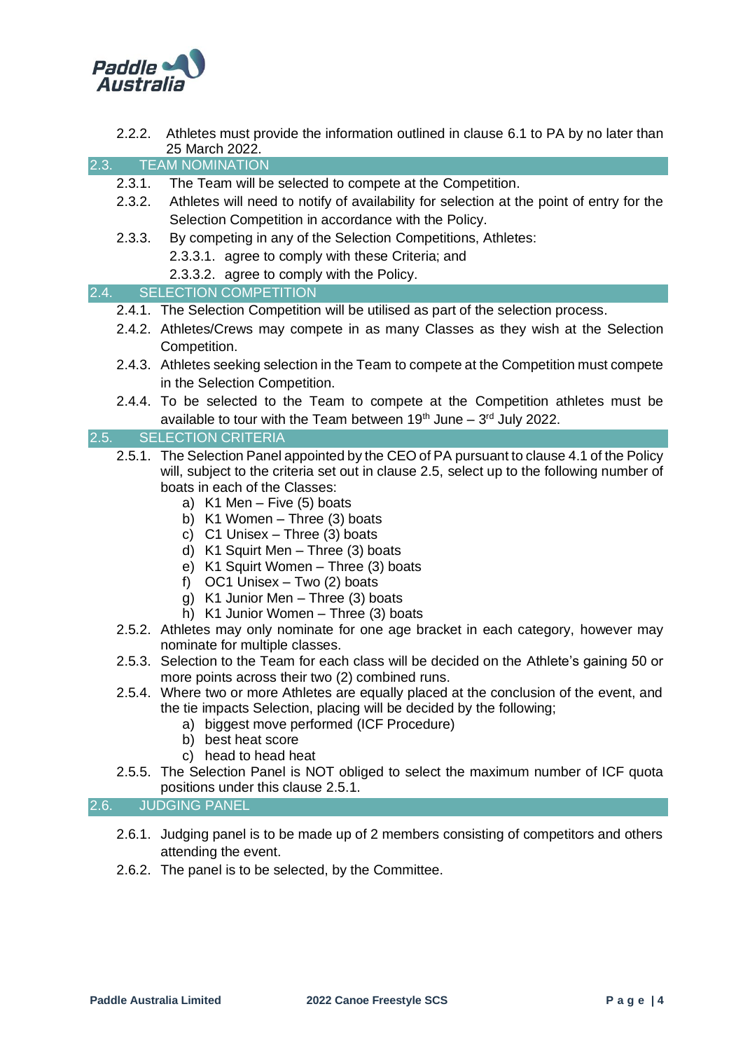2.2.2. Athletes must provide the information outlined in clause 6.1 to PA by no later than 25 March 2022.

## 2.3. TEAM NOMINATION

2.3.1. The Team will be selected to compete at the Competition.

2.3.2. Athletes will need to notify of availability for selection at the point of entry for the Selection Competition in accordance with the Policy.

2.3.3. By competing in any of the Selection Competitions, Athletes:

2.3.3.1. agree to comply with these Criteria; and

2.3.3.2. agree to comply with the Policy.

## 2.4. SELECTION COMPETITION

2.4.1. The Selection Competition will be utilised as part of the selection process.

2.4.2. Athletes/Crews may compete in as many Classes as they wish at the Selection Competition.

2.4.3. Athletes seeking selection in the Team to compete at the Competition must compete in the Selection Competition.

2.4.4. To be selected to the Team to compete at the Competition athletes must be available to tour with the Team between 19th June – 3rd July 2022.

## 2.5. SELECTION CRITERIA

2.5.1. The Selection Panel appointed by the CEO of PA pursuant to clause 4.1 of the Policy will, subject to the criteria set out in clause 2.5, select up to the following number of boats in each of the Classes:

a) K1 Men – Five (5) boats
b) K1 Women – Three (3) boats
c) C1 Unisex – Three (3) boats
d) K1 Squirt Men – Three (3) boats
e) K1 Squirt Women – Three (3) boats
f) OC1 Unisex – Two (2) boats
g) K1 Junior Men – Three (3) boats
h) K1 Junior Women – Three (3) boats

2.5.2. Athletes may only nominate for one age bracket in each category, however may nominate for multiple classes.

2.5.3. Selection to the Team for each class will be decided on the Athlete's gaining 50 or more points across their two (2) combined runs.

2.5.4. Where two or more Athletes are equally placed at the conclusion of the event, and the tie impacts Selection, placing will be decided by the following;

a) biggest move performed (ICF Procedure)
b) best heat score
c) head to head heat

2.5.5. The Selection Panel is NOT obliged to select the maximum number of ICF quota positions under this clause 2.5.1.

## 2.6. JUDGING PANEL

2.6.1. Judging panel is to be made up of 2 members consisting of competitors and others attending the event.

2.6.2. The panel is to be selected, by the Committee.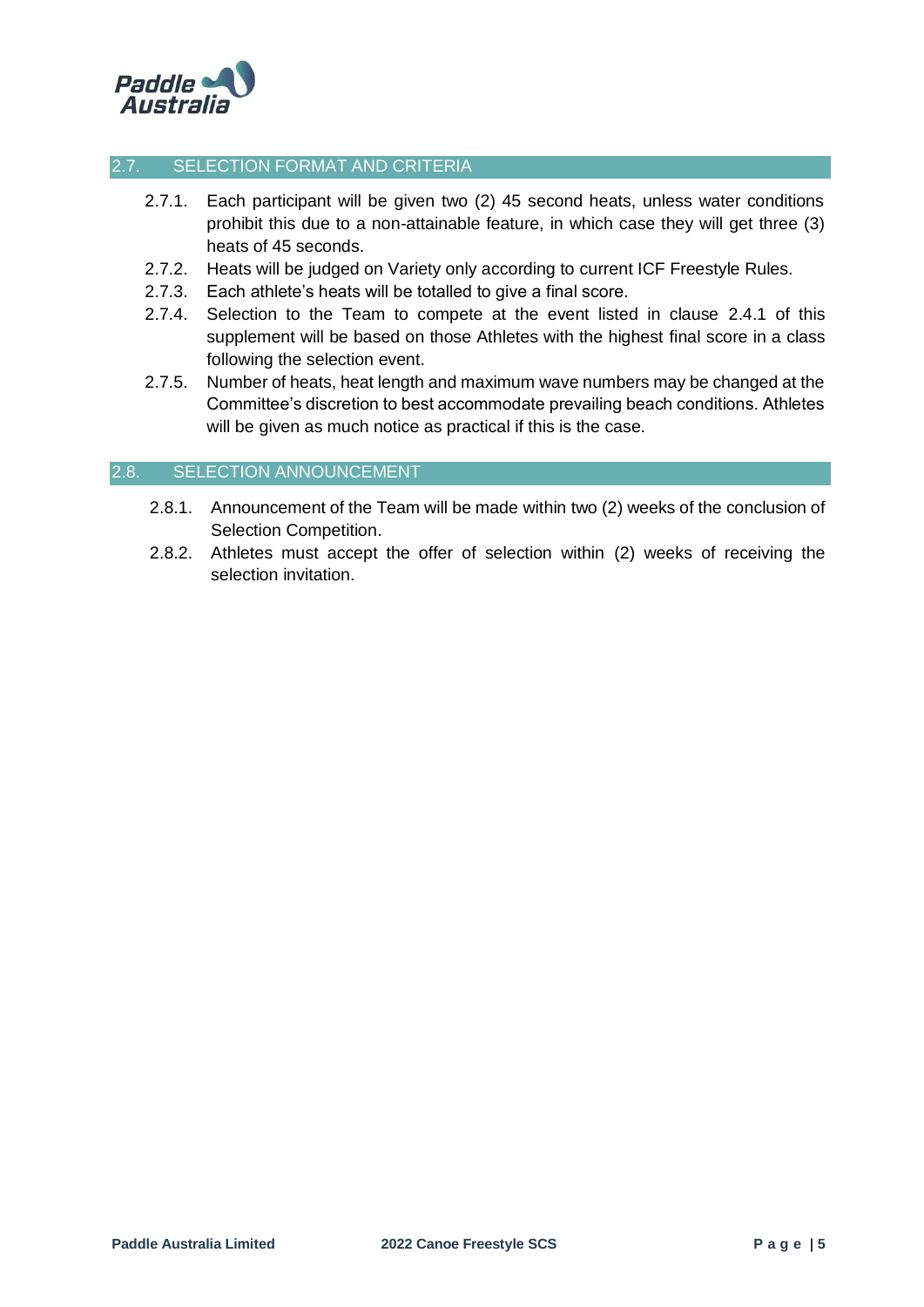## 2.7. SELECTION FORMAT AND CRITERIA

2.7.1. Each participant will be given two (2) 45 second heats, unless water conditions prohibit this due to a non-attainable feature, in which case they will get three (3) heats of 45 seconds.

2.7.2. Heats will be judged on Variety only according to current ICF Freestyle Rules.

2.7.3. Each athlete's heats will be totalled to give a final score.

2.7.4. Selection to the Team to compete at the event listed in clause 2.4.1 of this supplement will be based on those Athletes with the highest final score in a class following the selection event.

2.7.5. Number of heats, heat length and maximum wave numbers may be changed at the Committee's discretion to best accommodate prevailing beach conditions. Athletes will be given as much notice as practical if this is the case.

## 2.8. SELECTION ANNOUNCEMENT

2.8.1. Announcement of the Team will be made within two (2) weeks of the conclusion of Selection Competition.

2.8.2. Athletes must accept the offer of selection within (2) weeks of receiving the selection invitation.